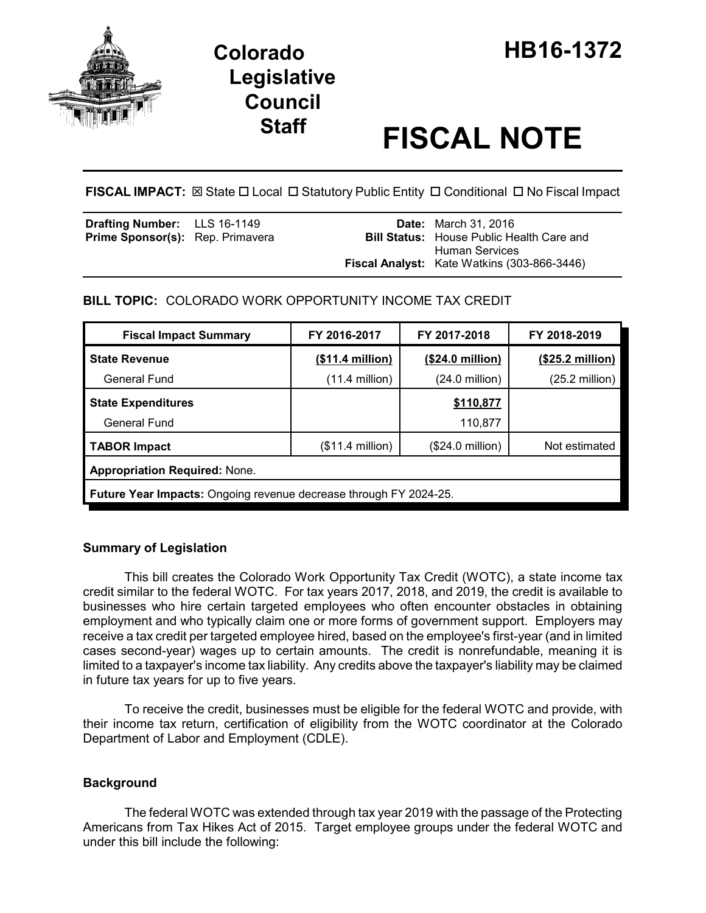# Colorado Legislative Council Staff

# HB16-1372

# FISCAL NOTE

**FISCAL IMPACT:** ☒ State ☐ Local ☐ Statutory Public Entity ☐ Conditional ☐ No Fiscal Impact

| | | | |
|---|---|---|---|
| **Drafting Number:** | LLS 16-1149 | **Date:** | March 31, 2016 |
| **Prime Sponsor(s):** | Rep. Primavera | **Bill Status:** | House Public Health Care and Human Services |
| | | **Fiscal Analyst:** | Kate Watkins (303-866-3446) |

**BILL TOPIC:** COLORADO WORK OPPORTUNITY INCOME TAX CREDIT

| Fiscal Impact Summary | FY 2016-2017 | FY 2017-2018 | FY 2018-2019 |
|---|---|---|---|
| **State Revenue** | **($11.4 million)** | **($24.0 million)** | **($25.2 million)** |
| General Fund | (11.4 million) | (24.0 million) | (25.2 million) |
| **State Expenditures** | | **$110,877** | |
| General Fund | | 110,877 | |
| **TABOR Impact** | ($11.4 million) | ($24.0 million) | Not estimated |
| **Appropriation Required:** None. | | | |
| **Future Year Impacts:** Ongoing revenue decrease through FY 2024-25. | | | |

## Summary of Legislation

This bill creates the Colorado Work Opportunity Tax Credit (WOTC), a state income tax credit similar to the federal WOTC. For tax years 2017, 2018, and 2019, the credit is available to businesses who hire certain targeted employees who often encounter obstacles in obtaining employment and who typically claim one or more forms of government support. Employers may receive a tax credit per targeted employee hired, based on the employee's first-year (and in limited cases second-year) wages up to certain amounts. The credit is nonrefundable, meaning it is limited to a taxpayer's income tax liability. Any credits above the taxpayer's liability may be claimed in future tax years for up to five years.

To receive the credit, businesses must be eligible for the federal WOTC and provide, with their income tax return, certification of eligibility from the WOTC coordinator at the Colorado Department of Labor and Employment (CDLE).

## Background

The federal WOTC was extended through tax year 2019 with the passage of the Protecting Americans from Tax Hikes Act of 2015. Target employee groups under the federal WOTC and under this bill include the following: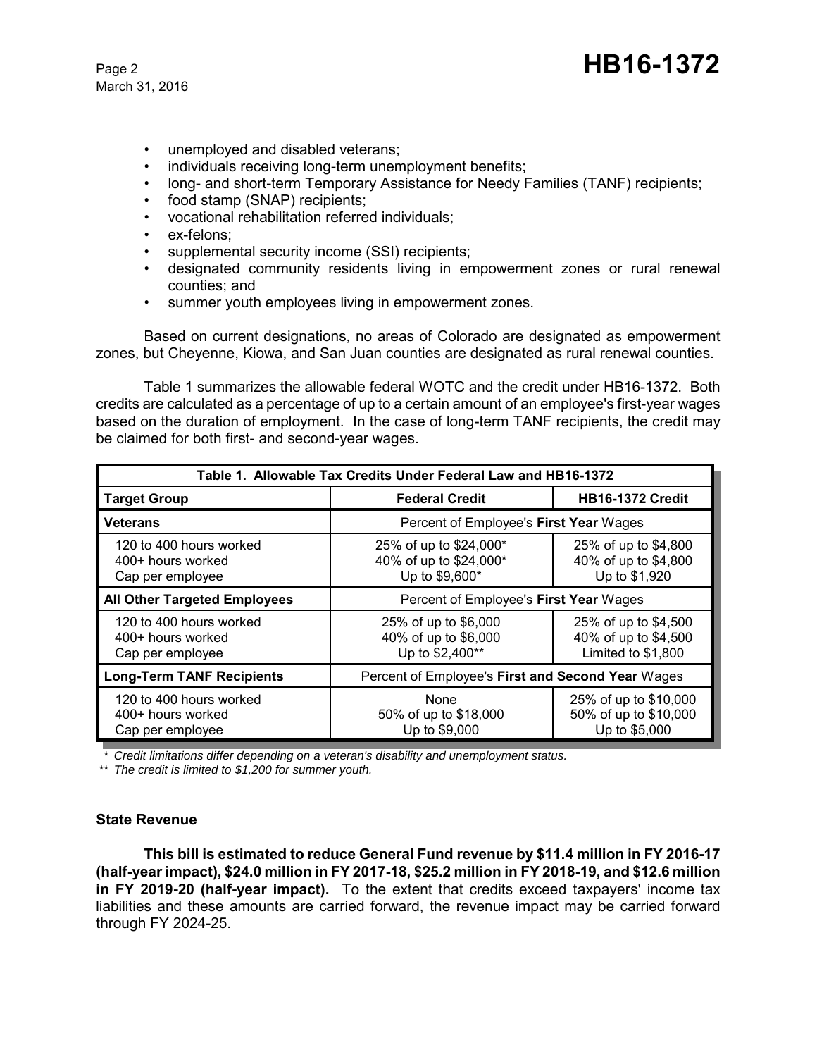- unemployed and disabled veterans;
- individuals receiving long-term unemployment benefits;
- long- and short-term Temporary Assistance for Needy Families (TANF) recipients;
- food stamp (SNAP) recipients;
- vocational rehabilitation referred individuals;
- ex-felons;
- supplemental security income (SSI) recipients;
- designated community residents living in empowerment zones or rural renewal counties; and
- summer youth employees living in empowerment zones.

Based on current designations, no areas of Colorado are designated as empowerment zones, but Cheyenne, Kiowa, and San Juan counties are designated as rural renewal counties.

Table 1 summarizes the allowable federal WOTC and the credit under HB16-1372. Both credits are calculated as a percentage of up to a certain amount of an employee's first-year wages based on the duration of employment. In the case of long-term TANF recipients, the credit may be claimed for both first- and second-year wages.

| Table 1. Allowable Tax Credits Under Federal Law and HB16-1372 | | |
|---|---|---|
| **Target Group** | **Federal Credit** | **HB16-1372 Credit** |
| **Veterans** | Percent of Employee's **First Year** Wages | |
| 120 to 400 hours worked | 25% of up to $24,000* | 25% of up to $4,800 |
| 400+ hours worked | 40% of up to $24,000* | 40% of up to $4,800 |
| Cap per employee | Up to $9,600* | Up to $1,920 |
| **All Other Targeted Employees** | Percent of Employee's **First Year** Wages | |
| 120 to 400 hours worked | 25% of up to $6,000 | 25% of up to $4,500 |
| 400+ hours worked | 40% of up to $6,000 | 40% of up to $4,500 |
| Cap per employee | Up to $2,400** | Limited to $1,800 |
| **Long-Term TANF Recipients** | Percent of Employee's **First and Second Year** Wages | |
| 120 to 400 hours worked | None | 25% of up to $10,000 |
| 400+ hours worked | 50% of up to $18,000 | 50% of up to $10,000 |
| Cap per employee | Up to $9,000 | Up to $5,000 |

*\* Credit limitations differ depending on a veteran's disability and unemployment status.*
*\*\* The credit is limited to $1,200 for summer youth.*

### State Revenue

**This bill is estimated to reduce General Fund revenue by $11.4 million in FY 2016-17 (half-year impact), $24.0 million in FY 2017-18, $25.2 million in FY 2018-19, and $12.6 million in FY 2019-20 (half-year impact).** To the extent that credits exceed taxpayers' income tax liabilities and these amounts are carried forward, the revenue impact may be carried forward through FY 2024-25.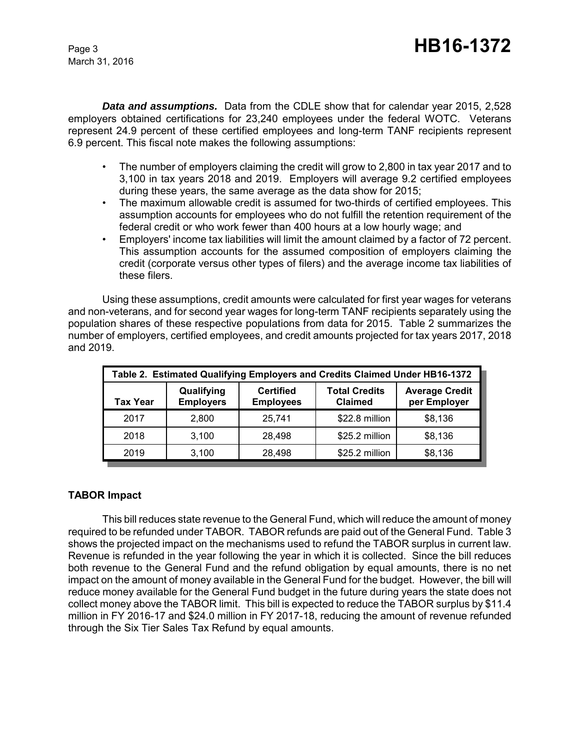***Data and assumptions.*** Data from the CDLE show that for calendar year 2015, 2,528 employers obtained certifications for 23,240 employees under the federal WOTC. Veterans represent 24.9 percent of these certified employees and long-term TANF recipients represent 6.9 percent. This fiscal note makes the following assumptions:

- The number of employers claiming the credit will grow to 2,800 in tax year 2017 and to 3,100 in tax years 2018 and 2019. Employers will average 9.2 certified employees during these years, the same average as the data show for 2015;
- The maximum allowable credit is assumed for two-thirds of certified employees. This assumption accounts for employees who do not fulfill the retention requirement of the federal credit or who work fewer than 400 hours at a low hourly wage; and
- Employers' income tax liabilities will limit the amount claimed by a factor of 72 percent. This assumption accounts for the assumed composition of employers claiming the credit (corporate versus other types of filers) and the average income tax liabilities of these filers.

Using these assumptions, credit amounts were calculated for first year wages for veterans and non-veterans, and for second year wages for long-term TANF recipients separately using the population shares of these respective populations from data for 2015. Table 2 summarizes the number of employers, certified employees, and credit amounts projected for tax years 2017, 2018 and 2019.

**Table 2. Estimated Qualifying Employers and Credits Claimed Under HB16-1372**

| Tax Year | Qualifying Employers | Certified Employees | Total Credits Claimed | Average Credit per Employer |
|---|---|---|---|---|
| 2017 | 2,800 | 25,741 | $22.8 million | $8,136 |
| 2018 | 3,100 | 28,498 | $25.2 million | $8,136 |
| 2019 | 3,100 | 28,498 | $25.2 million | $8,136 |

## TABOR Impact

This bill reduces state revenue to the General Fund, which will reduce the amount of money required to be refunded under TABOR. TABOR refunds are paid out of the General Fund. Table 3 shows the projected impact on the mechanisms used to refund the TABOR surplus in current law. Revenue is refunded in the year following the year in which it is collected. Since the bill reduces both revenue to the General Fund and the refund obligation by equal amounts, there is no net impact on the amount of money available in the General Fund for the budget. However, the bill will reduce money available for the General Fund budget in the future during years the state does not collect money above the TABOR limit. This bill is expected to reduce the TABOR surplus by $11.4 million in FY 2016-17 and $24.0 million in FY 2017-18, reducing the amount of revenue refunded through the Six Tier Sales Tax Refund by equal amounts.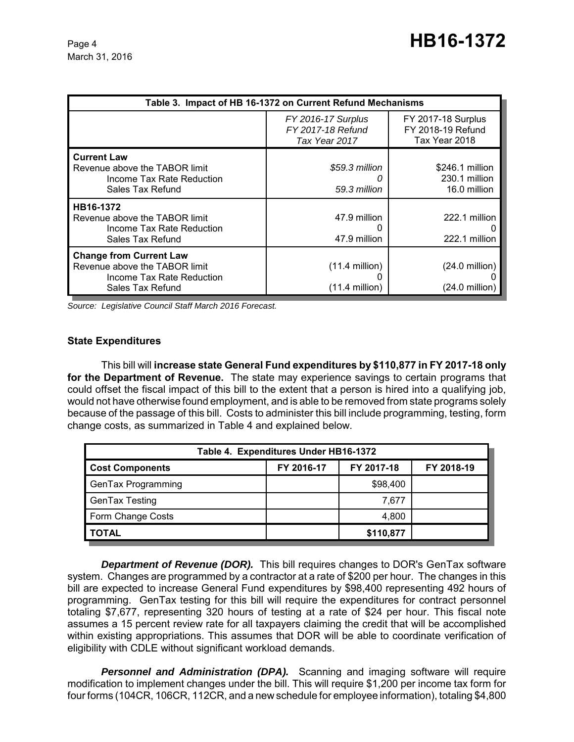| Table 3. Impact of HB 16-1372 on Current Refund Mechanisms | | |
|---|---|---|
| | *FY 2016-17 Surplus FY 2017-18 Refund Tax Year 2017* | FY 2017-18 Surplus FY 2018-19 Refund Tax Year 2018 |
| **Current Law** | | |
| Revenue above the TABOR limit | *$59.3 million* | $246.1 million |
| Income Tax Rate Reduction | *0* | 230.1 million |
| Sales Tax Refund | *59.3 million* | 16.0 million |
| **HB16-1372** | | |
| Revenue above the TABOR limit | 47.9 million | 222.1 million |
| Income Tax Rate Reduction | 0 | 0 |
| Sales Tax Refund | 47.9 million | 222.1 million |
| **Change from Current Law** | | |
| Revenue above the TABOR limit | (11.4 million) | (24.0 million) |
| Income Tax Rate Reduction | 0 | 0 |
| Sales Tax Refund | (11.4 million) | (24.0 million) |

*Source: Legislative Council Staff March 2016 Forecast.*

### State Expenditures

This bill will **increase state General Fund expenditures by $110,877 in FY 2017-18 only for the Department of Revenue.** The state may experience savings to certain programs that could offset the fiscal impact of this bill to the extent that a person is hired into a qualifying job, would not have otherwise found employment, and is able to be removed from state programs solely because of the passage of this bill. Costs to administer this bill include programming, testing, form change costs, as summarized in Table 4 and explained below.

| Table 4. Expenditures Under HB16-1372 | | | |
|---|---|---|---|
| **Cost Components** | **FY 2016-17** | **FY 2017-18** | **FY 2018-19** |
| GenTax Programming | | $98,400 | |
| GenTax Testing | | 7,677 | |
| Form Change Costs | | 4,800 | |
| **TOTAL** | | **$110,877** | |

***Department of Revenue (DOR).*** This bill requires changes to DOR's GenTax software system. Changes are programmed by a contractor at a rate of $200 per hour. The changes in this bill are expected to increase General Fund expenditures by $98,400 representing 492 hours of programming. GenTax testing for this bill will require the expenditures for contract personnel totaling $7,677, representing 320 hours of testing at a rate of $24 per hour. This fiscal note assumes a 15 percent review rate for all taxpayers claiming the credit that will be accomplished within existing appropriations. This assumes that DOR will be able to coordinate verification of eligibility with CDLE without significant workload demands.

***Personnel and Administration (DPA).*** Scanning and imaging software will require modification to implement changes under the bill. This will require $1,200 per income tax form for four forms (104CR, 106CR, 112CR, and a new schedule for employee information), totaling $4,800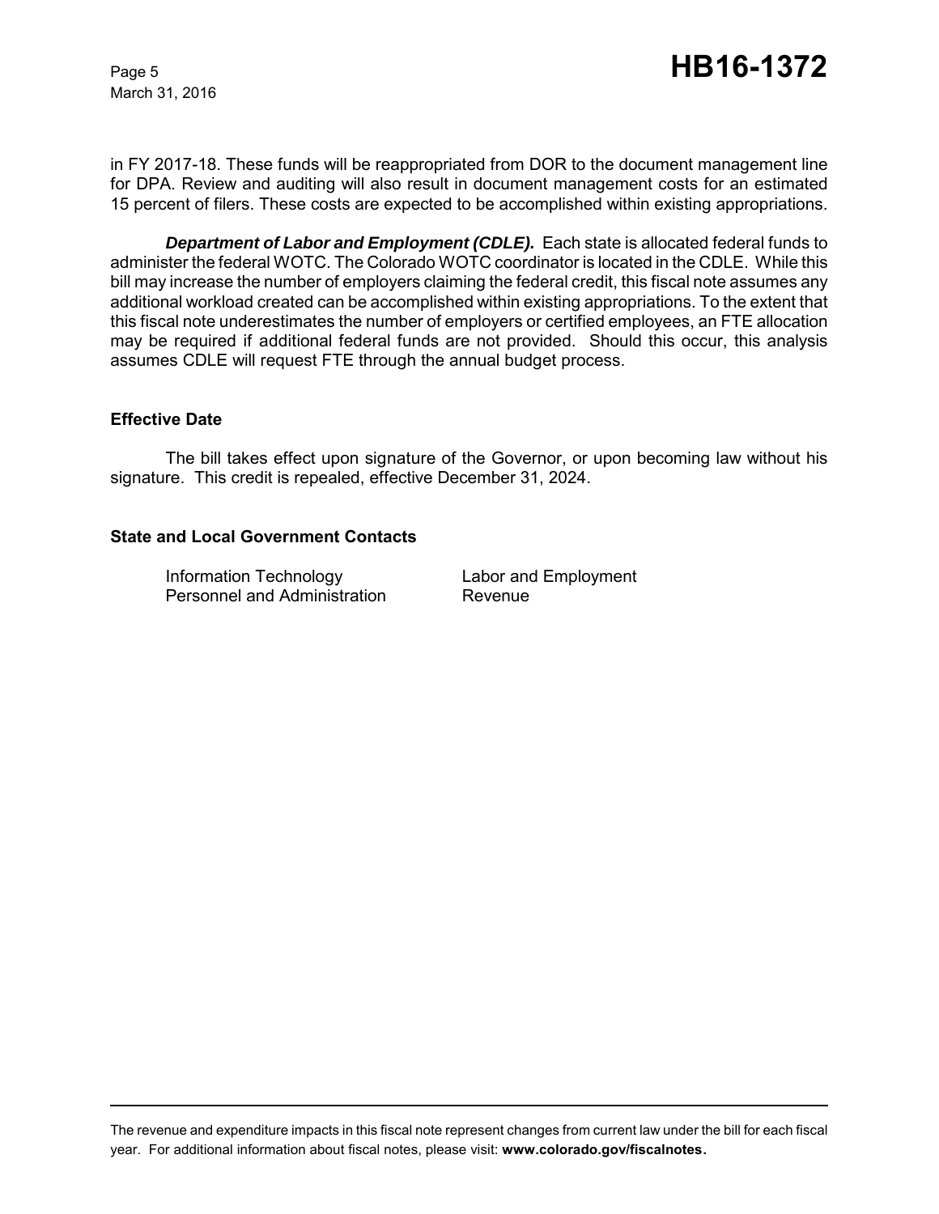in FY 2017-18. These funds will be reappropriated from DOR to the document management line for DPA. Review and auditing will also result in document management costs for an estimated 15 percent of filers. These costs are expected to be accomplished within existing appropriations.

***Department of Labor and Employment (CDLE).*** Each state is allocated federal funds to administer the federal WOTC. The Colorado WOTC coordinator is located in the CDLE. While this bill may increase the number of employers claiming the federal credit, this fiscal note assumes any additional workload created can be accomplished within existing appropriations. To the extent that this fiscal note underestimates the number of employers or certified employees, an FTE allocation may be required if additional federal funds are not provided. Should this occur, this analysis assumes CDLE will request FTE through the annual budget process.

**Effective Date**

The bill takes effect upon signature of the Governor, or upon becoming law without his signature. This credit is repealed, effective December 31, 2024.

**State and Local Government Contacts**

| | |
|---|---|
| Information Technology | Labor and Employment |
| Personnel and Administration | Revenue |

The revenue and expenditure impacts in this fiscal note represent changes from current law under the bill for each fiscal year. For additional information about fiscal notes, please visit: **www.colorado.gov/fiscalnotes.**